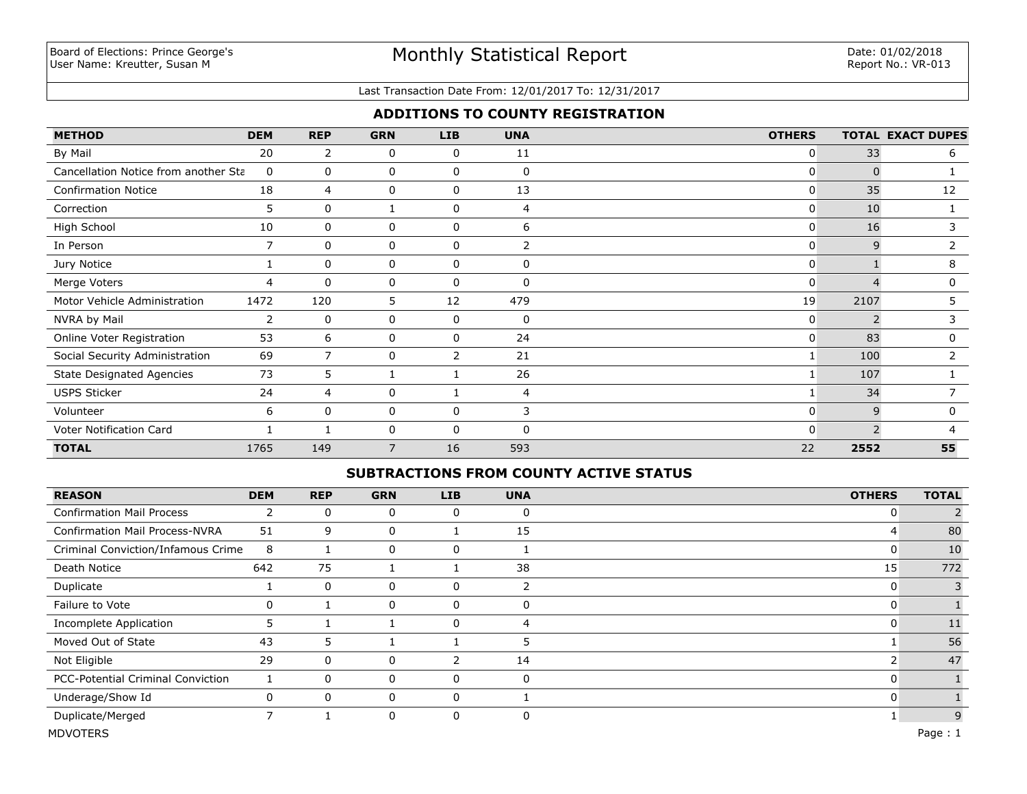Board of Elections: Prince George's
User Name: Kreutter, Susan M

# Monthly Statistical Report

Date: 01/02/2018
Report No.: VR-013

Last Transaction Date From: 12/01/2017 To: 12/31/2017

## ADDITIONS TO COUNTY REGISTRATION

| METHOD | DEM | REP | GRN | LIB | UNA | OTHERS | TOTAL | EXACT DUPES |
|---|---|---|---|---|---|---|---|---|
| By Mail | 20 | 2 | 0 | 0 | 11 | 0 | 33 | 6 |
| Cancellation Notice from another Sta | 0 | 0 | 0 | 0 | 0 | 0 | 0 | 1 |
| Confirmation Notice | 18 | 4 | 0 | 0 | 13 | 0 | 35 | 12 |
| Correction | 5 | 0 | 1 | 0 | 4 | 0 | 10 | 1 |
| High School | 10 | 0 | 0 | 0 | 6 | 0 | 16 | 3 |
| In Person | 7 | 0 | 0 | 0 | 2 | 0 | 9 | 2 |
| Jury Notice | 1 | 0 | 0 | 0 | 0 | 0 | 1 | 8 |
| Merge Voters | 4 | 0 | 0 | 0 | 0 | 0 | 4 | 0 |
| Motor Vehicle Administration | 1472 | 120 | 5 | 12 | 479 | 19 | 2107 | 5 |
| NVRA by Mail | 2 | 0 | 0 | 0 | 0 | 0 | 2 | 3 |
| Online Voter Registration | 53 | 6 | 0 | 0 | 24 | 0 | 83 | 0 |
| Social Security Administration | 69 | 7 | 0 | 2 | 21 | 1 | 100 | 2 |
| State Designated Agencies | 73 | 5 | 1 | 1 | 26 | 1 | 107 | 1 |
| USPS Sticker | 24 | 4 | 0 | 1 | 4 | 1 | 34 | 7 |
| Volunteer | 6 | 0 | 0 | 0 | 3 | 0 | 9 | 0 |
| Voter Notification Card | 1 | 1 | 0 | 0 | 0 | 0 | 2 | 4 |
| **TOTAL** | 1765 | 149 | 7 | 16 | 593 | 22 | **2552** | **55** |

## SUBTRACTIONS FROM COUNTY ACTIVE STATUS

| REASON | DEM | REP | GRN | LIB | UNA | OTHERS | TOTAL |
|---|---|---|---|---|---|---|---|
| Confirmation Mail Process | 2 | 0 | 0 | 0 | 0 | 0 | 2 |
| Confirmation Mail Process-NVRA | 51 | 9 | 0 | 1 | 15 | 4 | 80 |
| Criminal Conviction/Infamous Crime | 8 | 1 | 0 | 0 | 1 | 0 | 10 |
| Death Notice | 642 | 75 | 1 | 1 | 38 | 15 | 772 |
| Duplicate | 1 | 0 | 0 | 0 | 2 | 0 | 3 |
| Failure to Vote | 0 | 1 | 0 | 0 | 0 | 0 | 1 |
| Incomplete Application | 5 | 1 | 1 | 0 | 4 | 0 | 11 |
| Moved Out of State | 43 | 5 | 1 | 1 | 5 | 1 | 56 |
| Not Eligible | 29 | 0 | 0 | 2 | 14 | 2 | 47 |
| PCC-Potential Criminal Conviction | 1 | 0 | 0 | 0 | 0 | 0 | 1 |
| Underage/Show Id | 0 | 0 | 0 | 0 | 1 | 0 | 1 |
| Duplicate/Merged | 7 | 1 | 0 | 0 | 0 | 1 | 9 |

MDVOTERS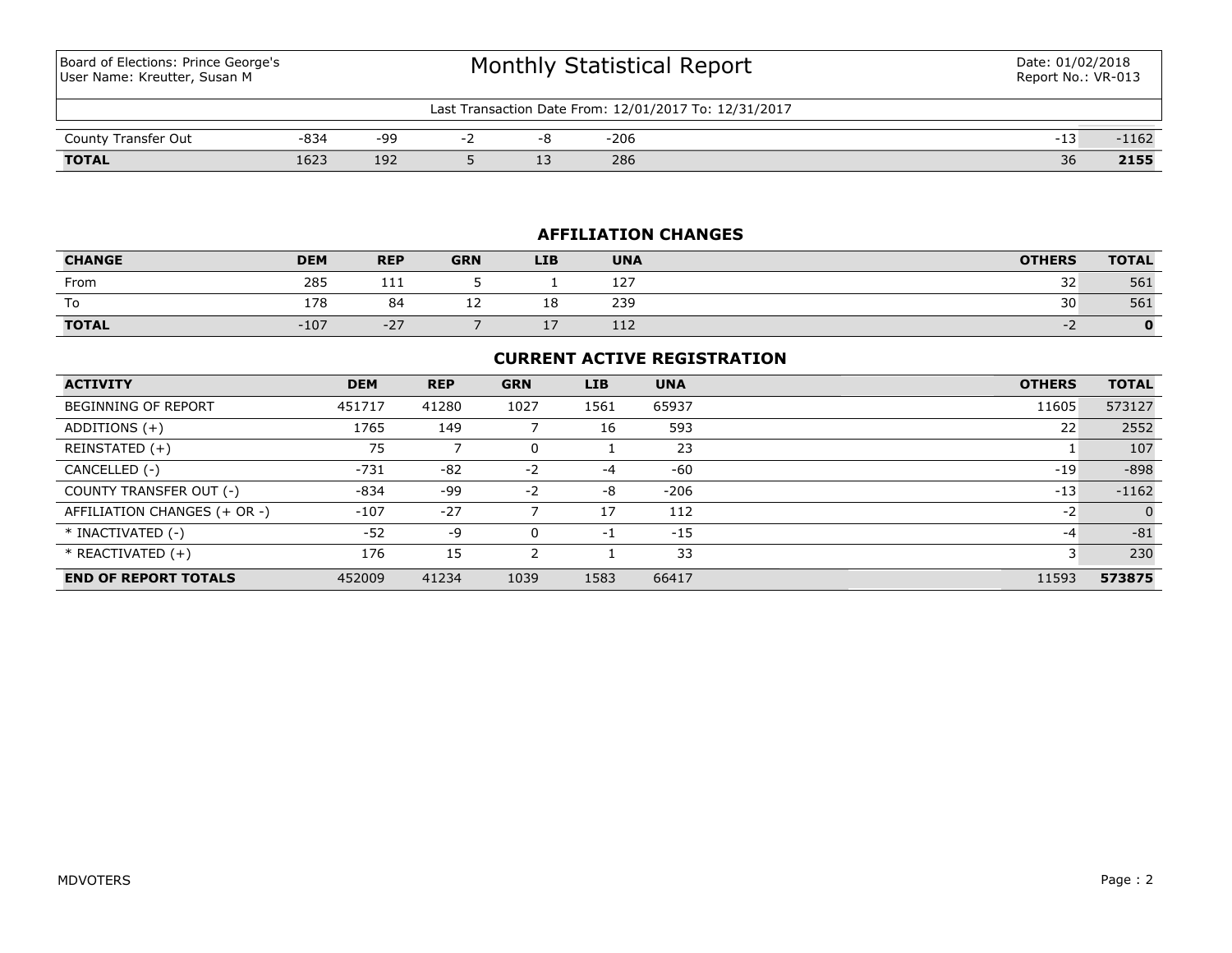| | | | | | | | |
|---|---|---|---|---|---|---|---|
| County Transfer Out | -834 | -99 | -2 | -8 | -206 | -13 | -1162 |
| **TOTAL** | 1623 | 192 | 5 | 13 | 286 | 36 | **2155** |

## AFFILIATION CHANGES

| CHANGE | DEM | REP | GRN | LIB | UNA | OTHERS | TOTAL |
|---|---|---|---|---|---|---|---|
| From | 285 | 111 | 5 | 1 | 127 | 32 | 561 |
| To | 178 | 84 | 12 | 18 | 239 | 30 | 561 |
| **TOTAL** | -107 | -27 | 7 | 17 | 112 | -2 | **0** |

## CURRENT ACTIVE REGISTRATION

| ACTIVITY | DEM | REP | GRN | LIB | UNA | OTHERS | TOTAL |
|---|---|---|---|---|---|---|---|
| BEGINNING OF REPORT | 451717 | 41280 | 1027 | 1561 | 65937 | 11605 | 573127 |
| ADDITIONS (+) | 1765 | 149 | 7 | 16 | 593 | 22 | 2552 |
| REINSTATED (+) | 75 | 7 | 0 | 1 | 23 | 1 | 107 |
| CANCELLED (-) | -731 | -82 | -2 | -4 | -60 | -19 | -898 |
| COUNTY TRANSFER OUT (-) | -834 | -99 | -2 | -8 | -206 | -13 | -1162 |
| AFFILIATION CHANGES (+ OR -) | -107 | -27 | 7 | 17 | 112 | -2 | 0 |
| * INACTIVATED (-) | -52 | -9 | 0 | -1 | -15 | -4 | -81 |
| * REACTIVATED (+) | 176 | 15 | 2 | 1 | 33 | 3 | 230 |
| **END OF REPORT TOTALS** | 452009 | 41234 | 1039 | 1583 | 66417 | 11593 | **573875** |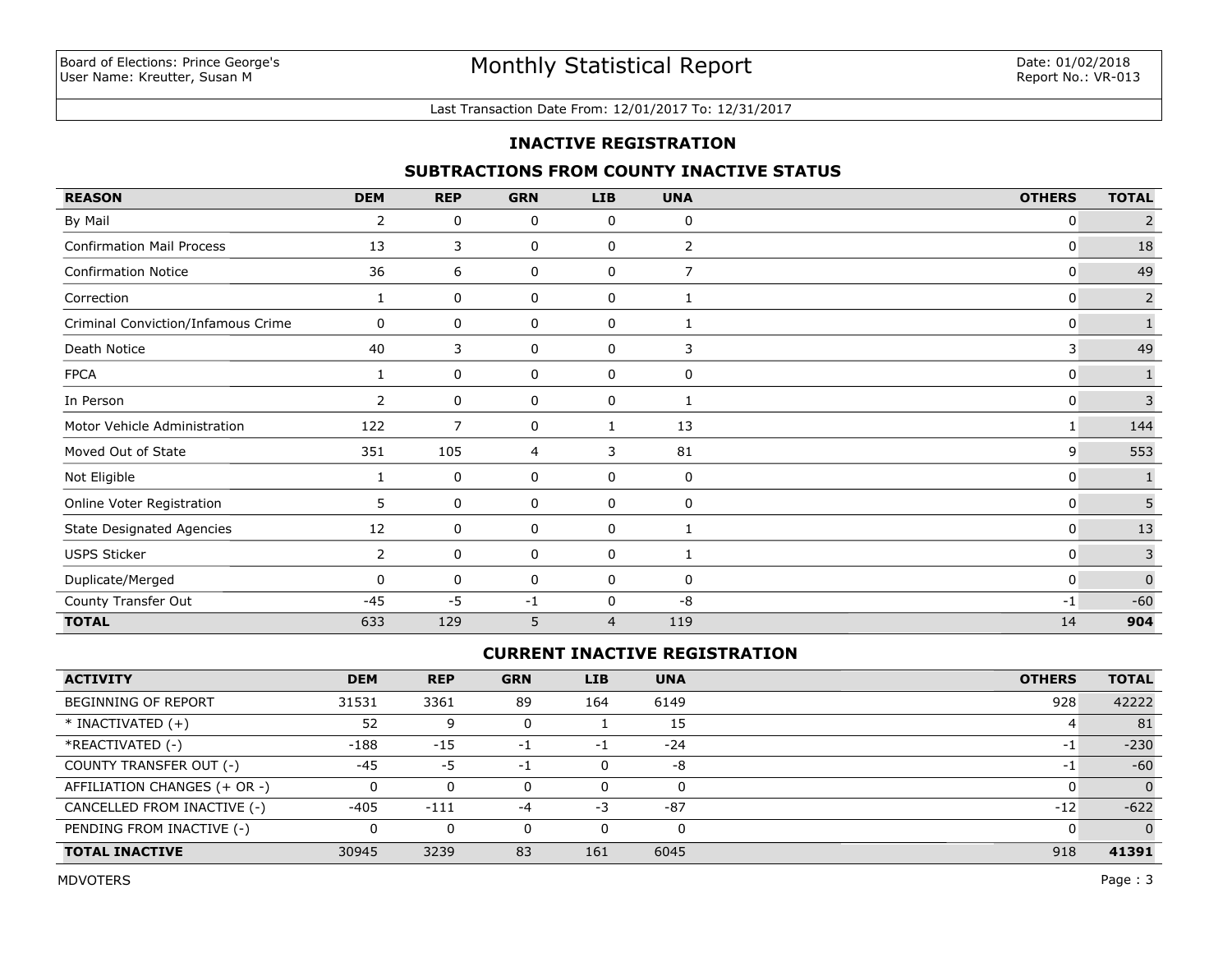Board of Elections: Prince George's
User Name: Kreutter, Susan M

# Monthly Statistical Report

Date: 01/02/2018
Report No.: VR-013

Last Transaction Date From: 12/01/2017 To: 12/31/2017

## INACTIVE REGISTRATION

### SUBTRACTIONS FROM COUNTY INACTIVE STATUS

| REASON | DEM | REP | GRN | LIB | UNA | OTHERS | TOTAL |
|---|---|---|---|---|---|---|---|
| By Mail | 2 | 0 | 0 | 0 | 0 | 0 | 2 |
| Confirmation Mail Process | 13 | 3 | 0 | 0 | 2 | 0 | 18 |
| Confirmation Notice | 36 | 6 | 0 | 0 | 7 | 0 | 49 |
| Correction | 1 | 0 | 0 | 0 | 1 | 0 | 2 |
| Criminal Conviction/Infamous Crime | 0 | 0 | 0 | 0 | 1 | 0 | 1 |
| Death Notice | 40 | 3 | 0 | 0 | 3 | 3 | 49 |
| FPCA | 1 | 0 | 0 | 0 | 0 | 0 | 1 |
| In Person | 2 | 0 | 0 | 0 | 1 | 0 | 3 |
| Motor Vehicle Administration | 122 | 7 | 0 | 1 | 13 | 1 | 144 |
| Moved Out of State | 351 | 105 | 4 | 3 | 81 | 9 | 553 |
| Not Eligible | 1 | 0 | 0 | 0 | 0 | 0 | 1 |
| Online Voter Registration | 5 | 0 | 0 | 0 | 0 | 0 | 5 |
| State Designated Agencies | 12 | 0 | 0 | 0 | 1 | 0 | 13 |
| USPS Sticker | 2 | 0 | 0 | 0 | 1 | 0 | 3 |
| Duplicate/Merged | 0 | 0 | 0 | 0 | 0 | 0 | 0 |
| County Transfer Out | -45 | -5 | -1 | 0 | -8 | -1 | -60 |
| **TOTAL** | 633 | 129 | 5 | 4 | 119 | 14 | **904** |

### CURRENT INACTIVE REGISTRATION

| ACTIVITY | DEM | REP | GRN | LIB | UNA | OTHERS | TOTAL |
|---|---|---|---|---|---|---|---|
| BEGINNING OF REPORT | 31531 | 3361 | 89 | 164 | 6149 | 928 | 42222 |
| * INACTIVATED (+) | 52 | 9 | 0 | 1 | 15 | 4 | 81 |
| *REACTIVATED (-) | -188 | -15 | -1 | -1 | -24 | -1 | -230 |
| COUNTY TRANSFER OUT (-) | -45 | -5 | -1 | 0 | -8 | -1 | -60 |
| AFFILIATION CHANGES (+ OR -) | 0 | 0 | 0 | 0 | 0 | 0 | 0 |
| CANCELLED FROM INACTIVE (-) | -405 | -111 | -4 | -3 | -87 | -12 | -622 |
| PENDING FROM INACTIVE (-) | 0 | 0 | 0 | 0 | 0 | 0 | 0 |
| **TOTAL INACTIVE** | 30945 | 3239 | 83 | 161 | 6045 | 918 | **41391** |

MDVOTERS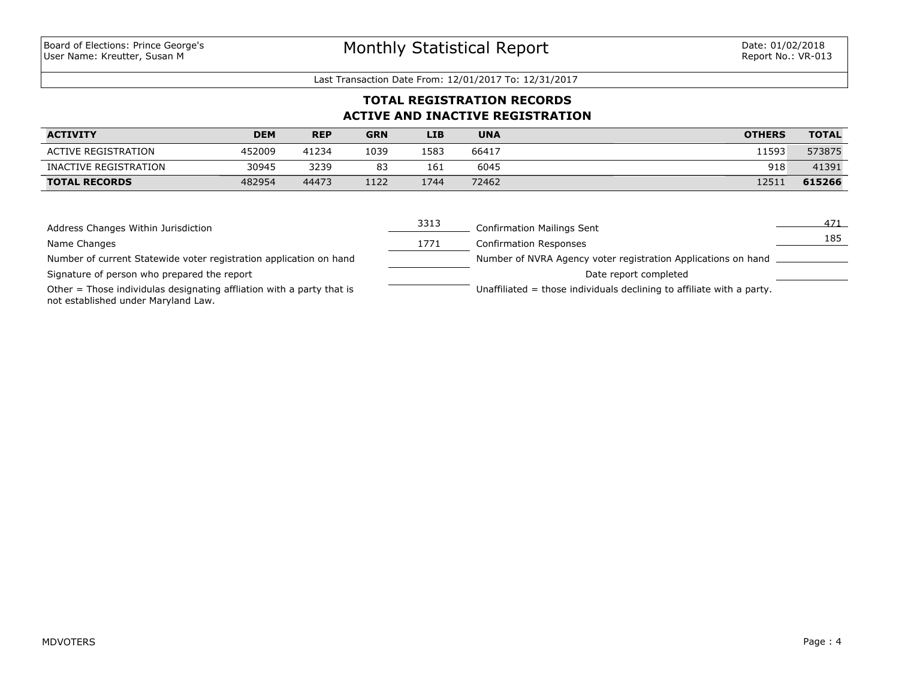Board of Elections: Prince George's
User Name: Kreutter, Susan M

# Monthly Statistical Report

Date: 01/02/2018
Report No.: VR-013

Last Transaction Date From: 12/01/2017 To: 12/31/2017

## TOTAL REGISTRATION RECORDS
## ACTIVE AND INACTIVE REGISTRATION

| ACTIVITY | DEM | REP | GRN | LIB | UNA | OTHERS | TOTAL |
|---|---|---|---|---|---|---|---|
| ACTIVE REGISTRATION | 452009 | 41234 | 1039 | 1583 | 66417 | 11593 | 573875 |
| INACTIVE REGISTRATION | 30945 | 3239 | 83 | 161 | 6045 | 918 | 41391 |
| **TOTAL RECORDS** | 482954 | 44473 | 1122 | 1744 | 72462 | 12511 | **615266** |

| | | | |
|---|---|---|---|
| Address Changes Within Jurisdiction | 3313 | Confirmation Mailings Sent | 471 |
| Name Changes | 1771 | Confirmation Responses | 185 |
| Number of current Statewide voter registration application on hand | | Number of NVRA Agency voter registration Applications on hand | |
| Signature of person who prepared the report | | Date report completed | |

Other = Those individulas designating affliation with a party that is not established under Maryland Law.

Unaffiliated = those individuals declining to affiliate with a party.

MDVOTERS